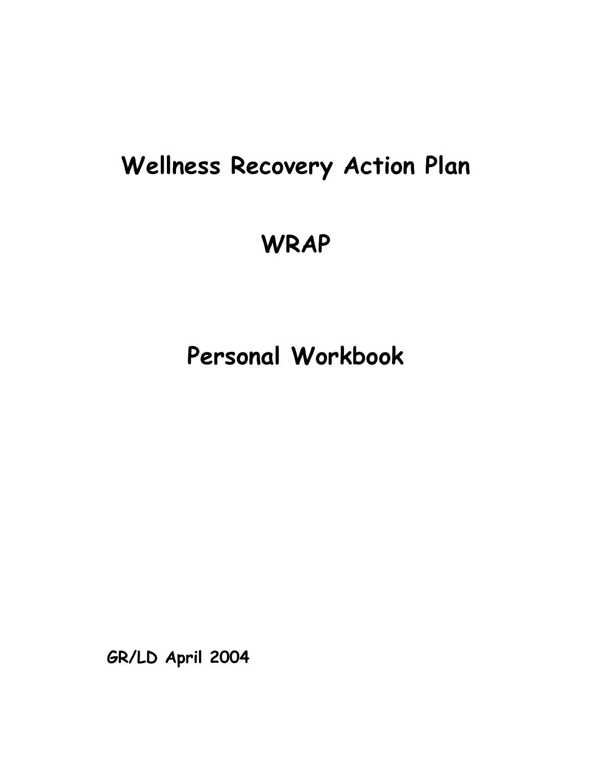# Wellness Recovery Action Plan

# WRAP

# Personal Workbook

**GR/LD April 2004**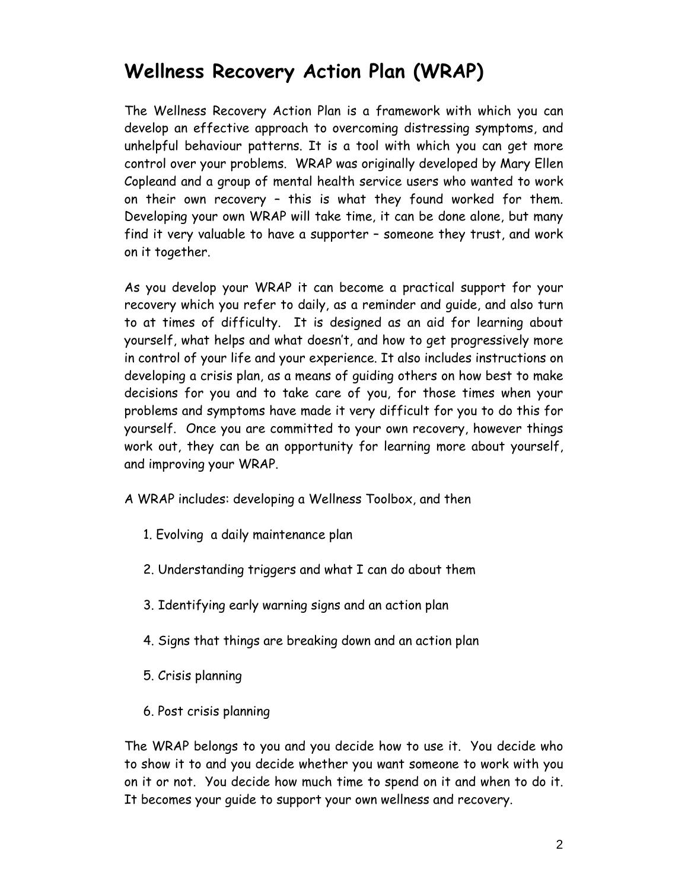# Wellness Recovery Action Plan (WRAP)

The Wellness Recovery Action Plan is a framework with which you can develop an effective approach to overcoming distressing symptoms, and unhelpful behaviour patterns. It is a tool with which you can get more control over your problems. WRAP was originally developed by Mary Ellen Copleand and a group of mental health service users who wanted to work on their own recovery – this is what they found worked for them. Developing your own WRAP will take time, it can be done alone, but many find it very valuable to have a supporter – someone they trust, and work on it together.

As you develop your WRAP it can become a practical support for your recovery which you refer to daily, as a reminder and guide, and also turn to at times of difficulty. It is designed as an aid for learning about yourself, what helps and what doesn't, and how to get progressively more in control of your life and your experience. It also includes instructions on developing a crisis plan, as a means of guiding others on how best to make decisions for you and to take care of you, for those times when your problems and symptoms have made it very difficult for you to do this for yourself. Once you are committed to your own recovery, however things work out, they can be an opportunity for learning more about yourself, and improving your WRAP.

A WRAP includes: developing a Wellness Toolbox, and then

1. Evolving a daily maintenance plan
2. Understanding triggers and what I can do about them
3. Identifying early warning signs and an action plan
4. Signs that things are breaking down and an action plan
5. Crisis planning
6. Post crisis planning

The WRAP belongs to you and you decide how to use it. You decide who to show it to and you decide whether you want someone to work with you on it or not. You decide how much time to spend on it and when to do it. It becomes your guide to support your own wellness and recovery.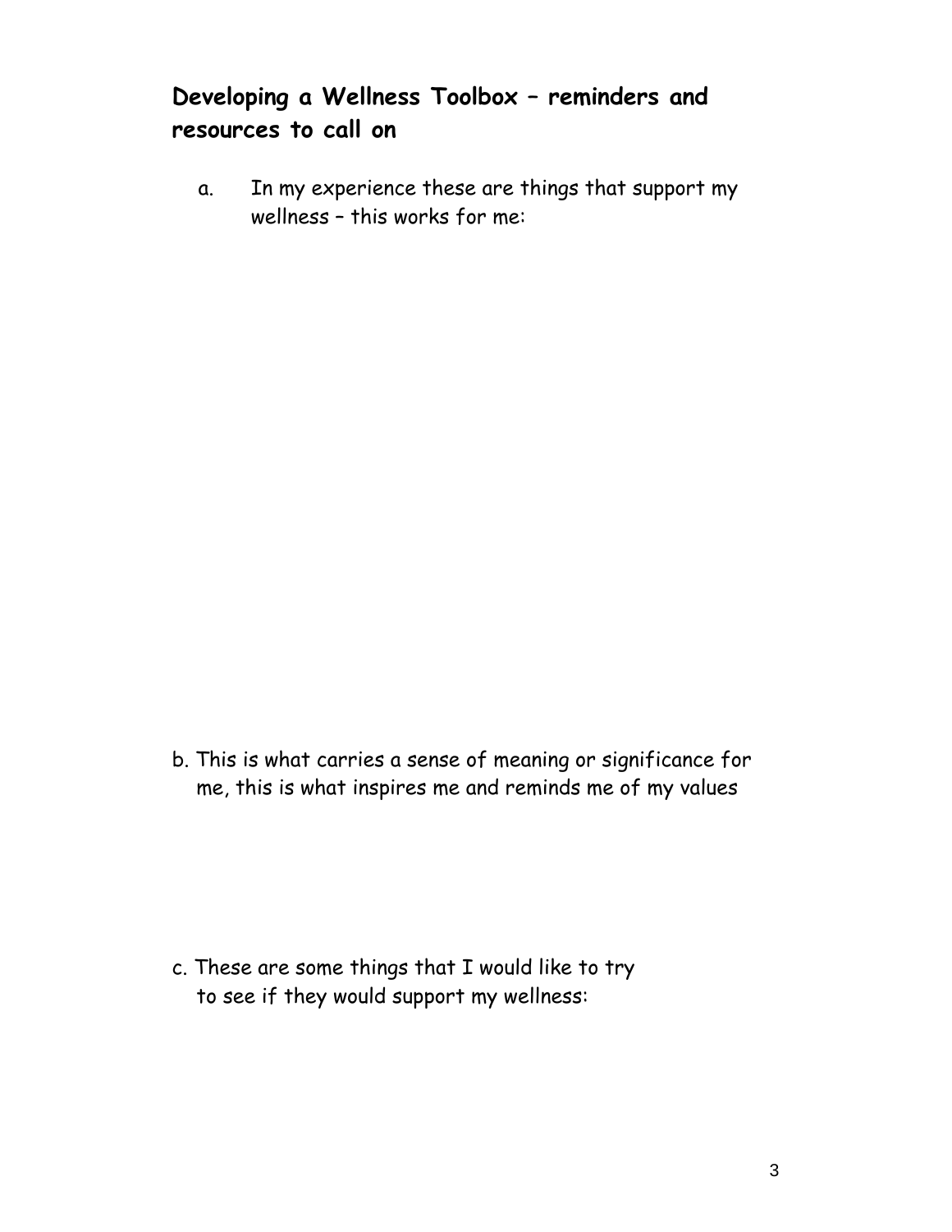## Developing a Wellness Toolbox – reminders and resources to call on

a. In my experience these are things that support my wellness – this works for me:

b. This is what carries a sense of meaning or significance for me, this is what inspires me and reminds me of my values

c. These are some things that I would like to try to see if they would support my wellness: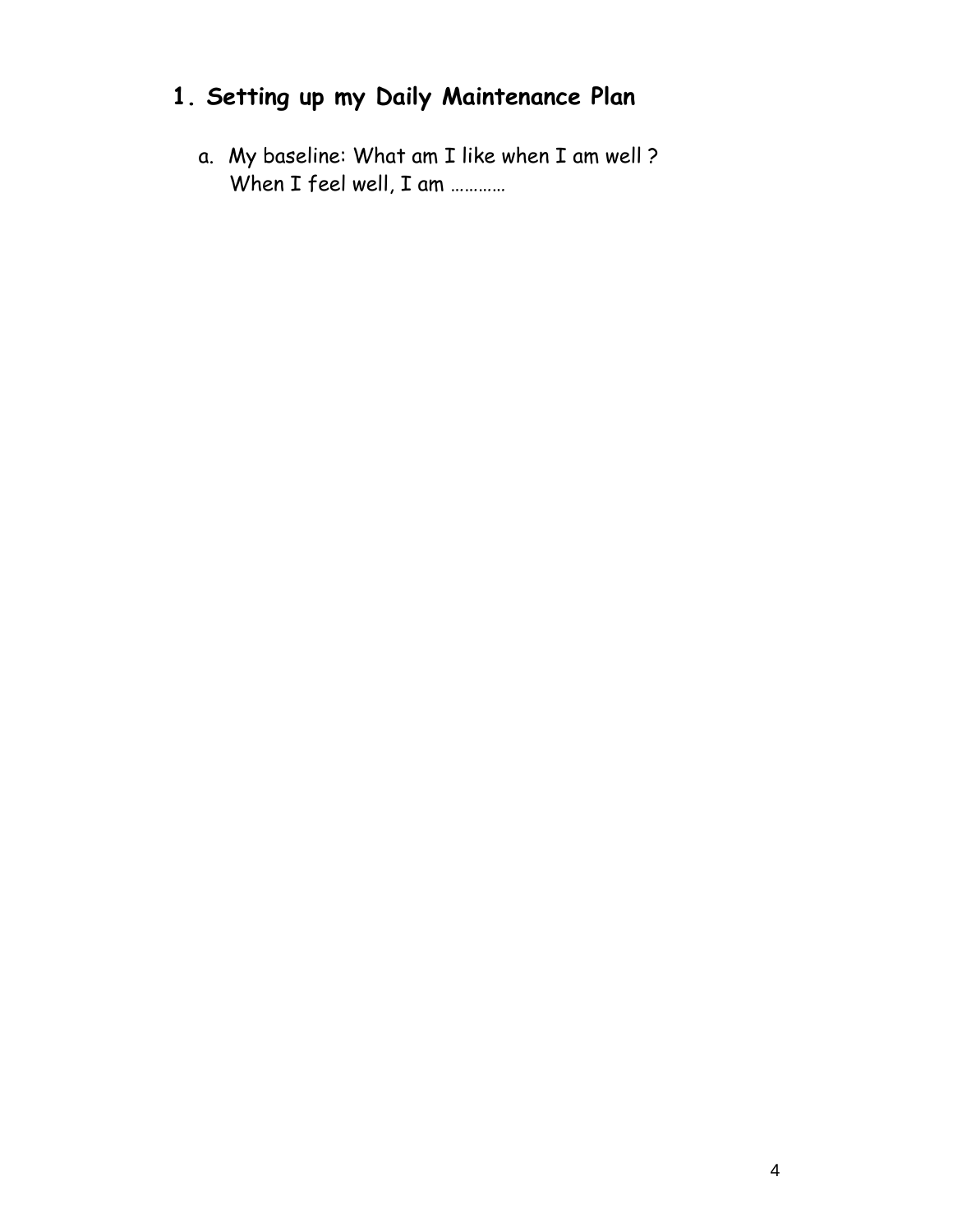# 1. Setting up my Daily Maintenance Plan

a. My baseline: What am I like when I am well ?
   When I feel well, I am …………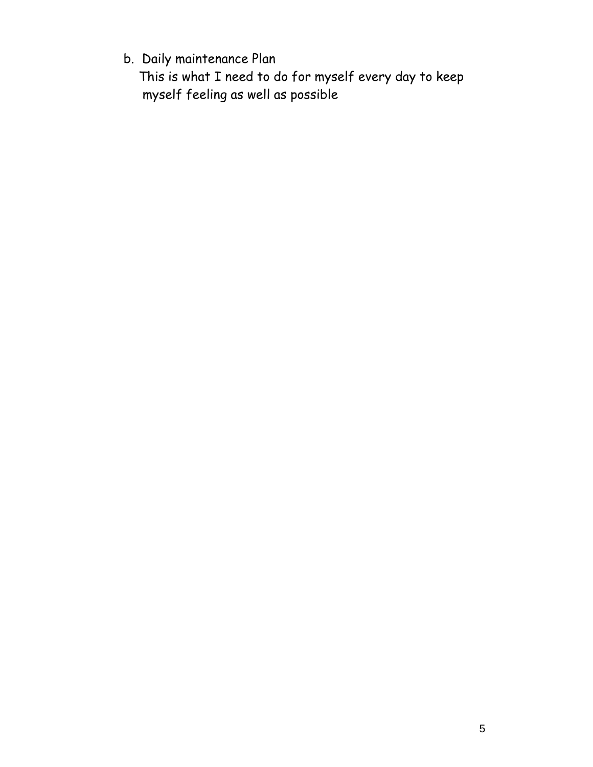b. Daily maintenance Plan

This is what I need to do for myself every day to keep myself feeling as well as possible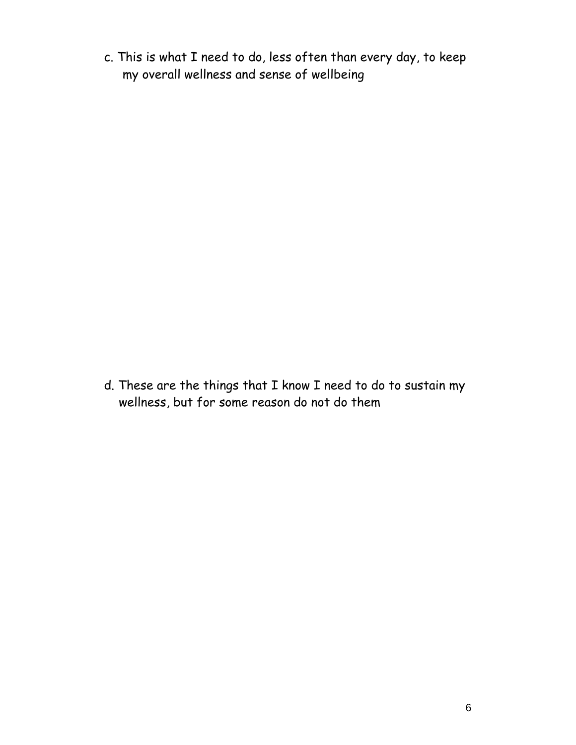c. This is what I need to do, less often than every day, to keep my overall wellness and sense of wellbeing

d. These are the things that I know I need to do to sustain my wellness, but for some reason do not do them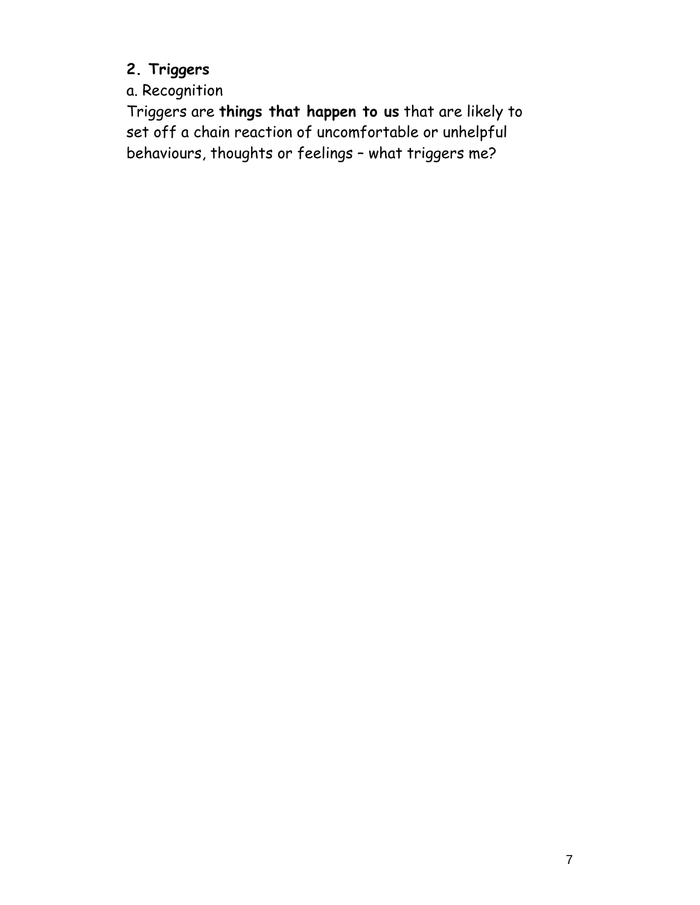## 2. Triggers

a. Recognition

Triggers are **things that happen to us** that are likely to set off a chain reaction of uncomfortable or unhelpful behaviours, thoughts or feelings – what triggers me?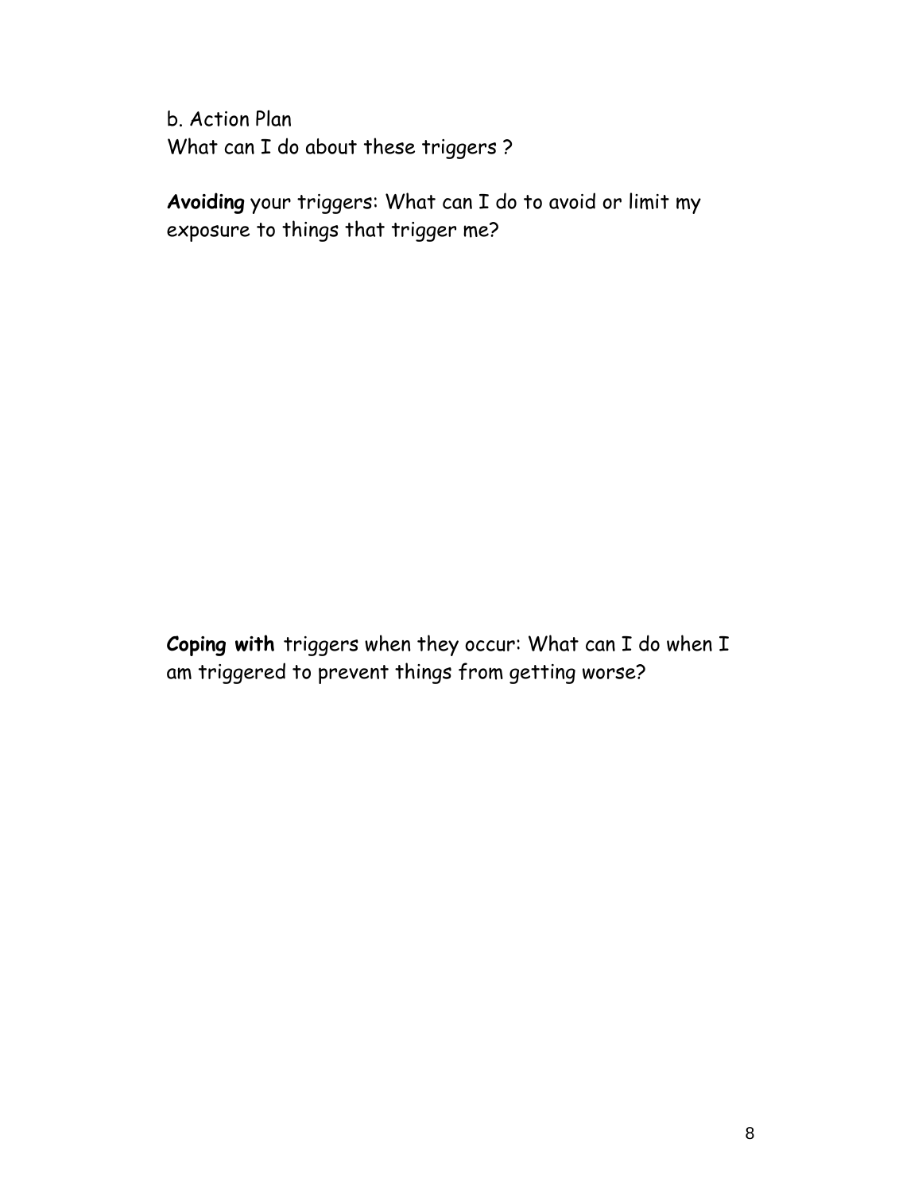b. Action Plan

What can I do about these triggers ?

**Avoiding** your triggers: What can I do to avoid or limit my exposure to things that trigger me?

**Coping with** triggers when they occur: What can I do when I am triggered to prevent things from getting worse?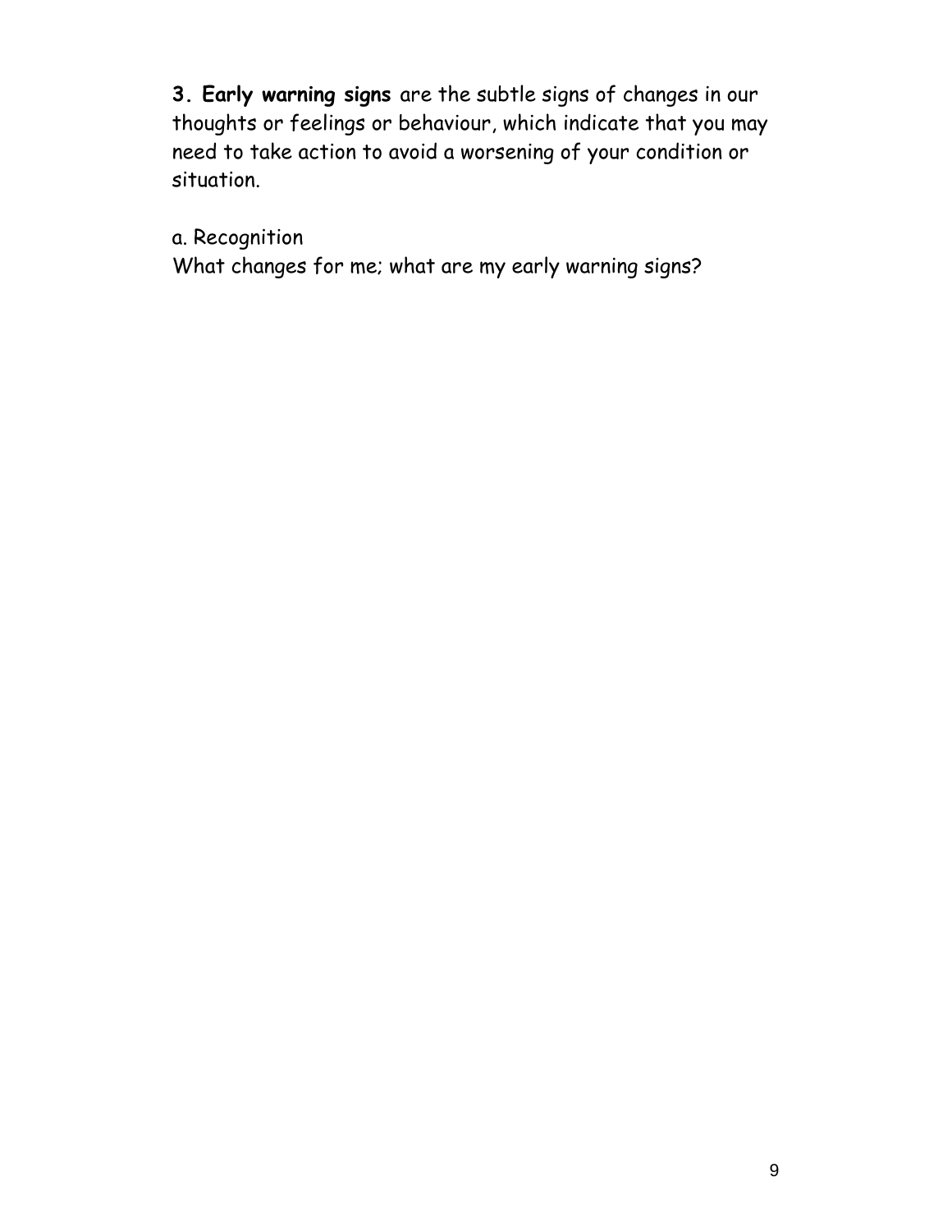**3. Early warning signs** are the subtle signs of changes in our thoughts or feelings or behaviour, which indicate that you may need to take action to avoid a worsening of your condition or situation.

a. Recognition
What changes for me; what are my early warning signs?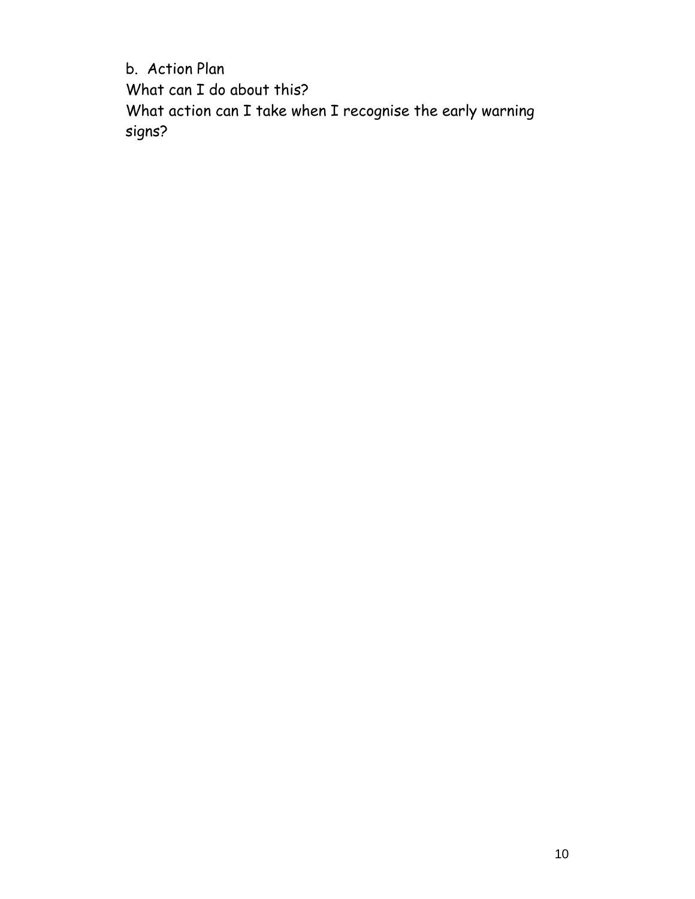b. Action Plan

What can I do about this?

What action can I take when I recognise the early warning signs?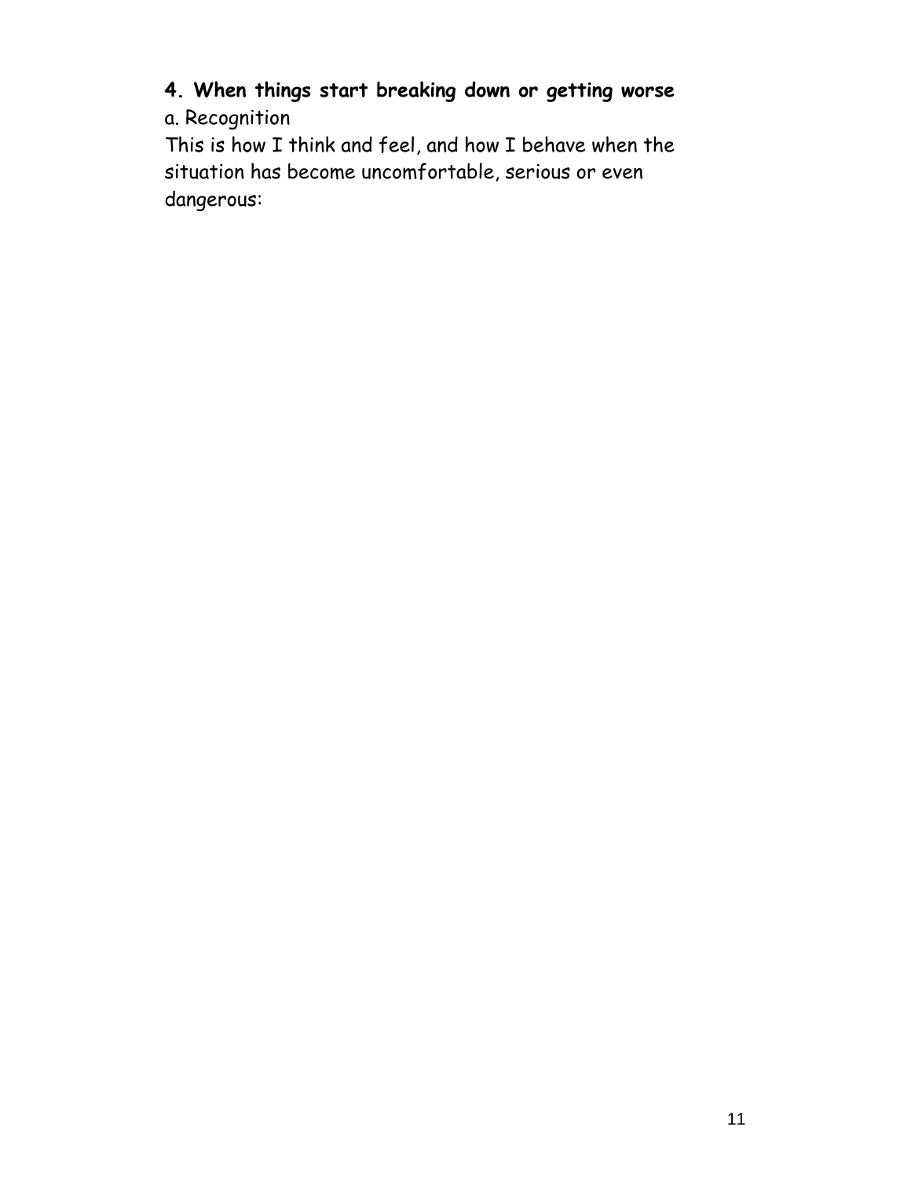**4. When things start breaking down or getting worse**

a. Recognition

This is how I think and feel, and how I behave when the situation has become uncomfortable, serious or even dangerous: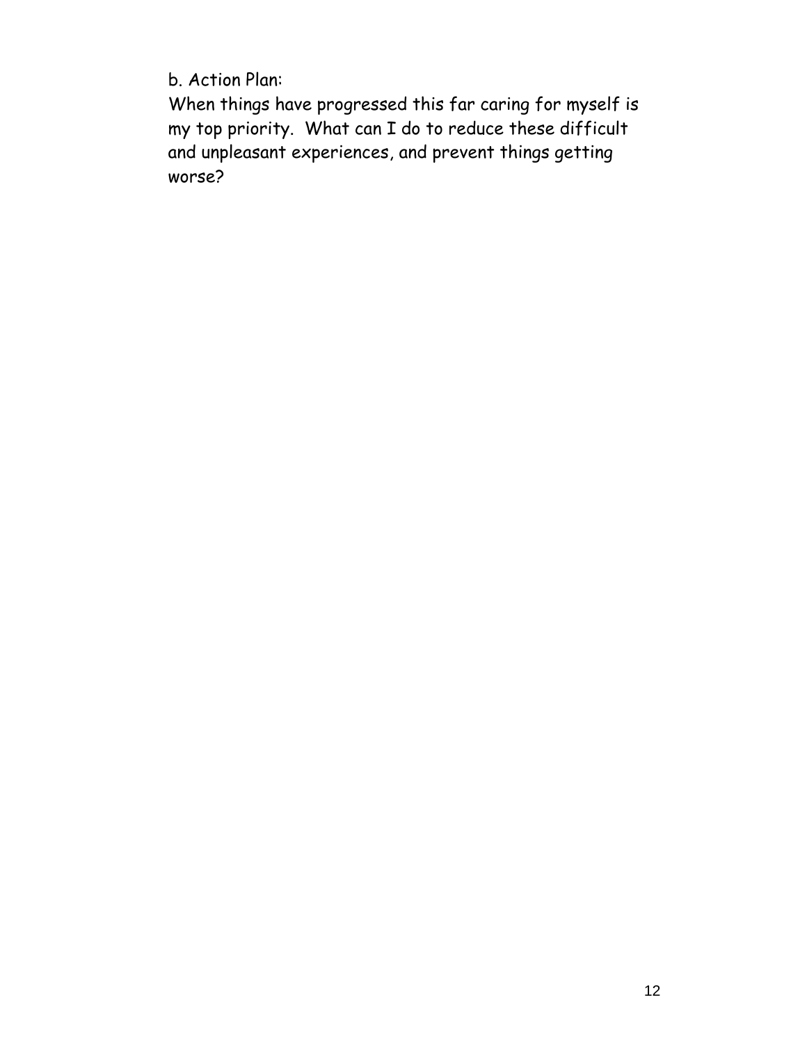b. Action Plan:

When things have progressed this far caring for myself is my top priority. What can I do to reduce these difficult and unpleasant experiences, and prevent things getting worse?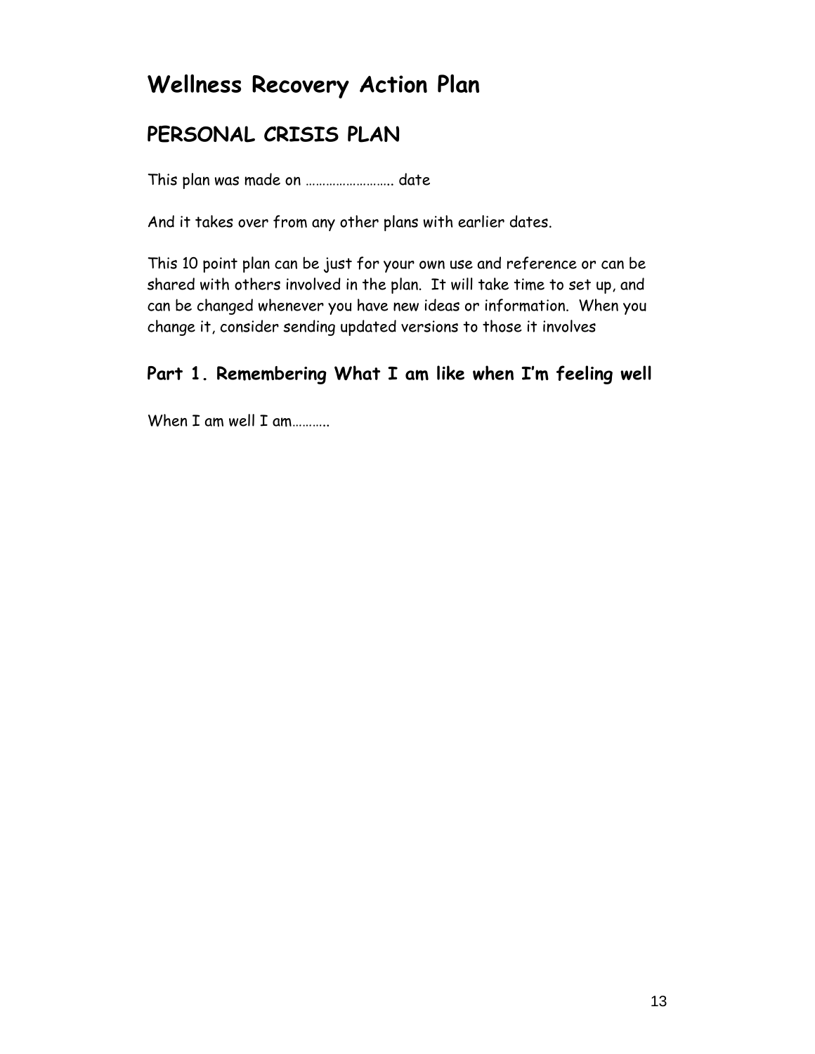# Wellness Recovery Action Plan

## PERSONAL CRISIS PLAN

This plan was made on …………………….. date

And it takes over from any other plans with earlier dates.

This 10 point plan can be just for your own use and reference or can be shared with others involved in the plan. It will take time to set up, and can be changed whenever you have new ideas or information. When you change it, consider sending updated versions to those it involves

### Part 1. Remembering What I am like when I'm feeling well

When I am well I am………..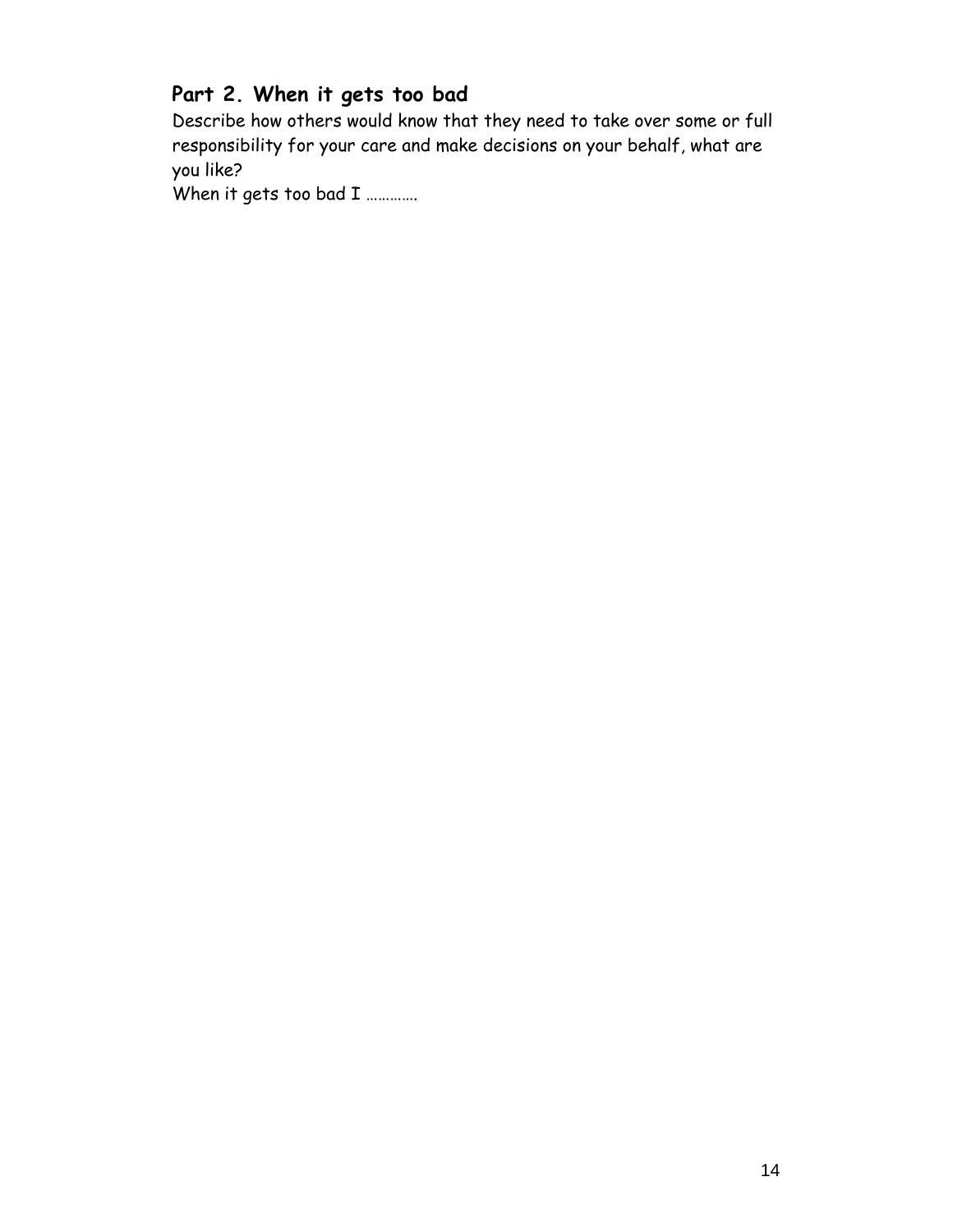## Part 2. When it gets too bad

Describe how others would know that they need to take over some or full responsibility for your care and make decisions on your behalf, what are you like?

When it gets too bad I ………….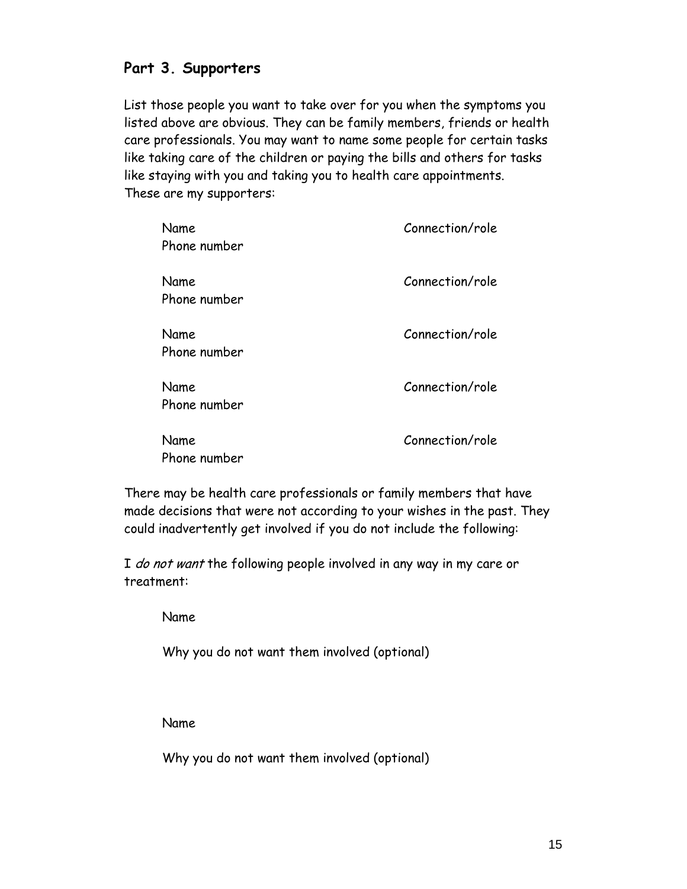## Part 3. Supporters

List those people you want to take over for you when the symptoms you listed above are obvious. They can be family members, friends or health care professionals. You may want to name some people for certain tasks like taking care of the children or paying the bills and others for tasks like staying with you and taking you to health care appointments.
These are my supporters:

Name Connection/role
Phone number

Name Connection/role
Phone number

Name Connection/role
Phone number

Name Connection/role
Phone number

Name Connection/role
Phone number

There may be health care professionals or family members that have made decisions that were not according to your wishes in the past. They could inadvertently get involved if you do not include the following:

I *do not want* the following people involved in any way in my care or treatment:

Name

Why you do not want them involved (optional)

Name

Why you do not want them involved (optional)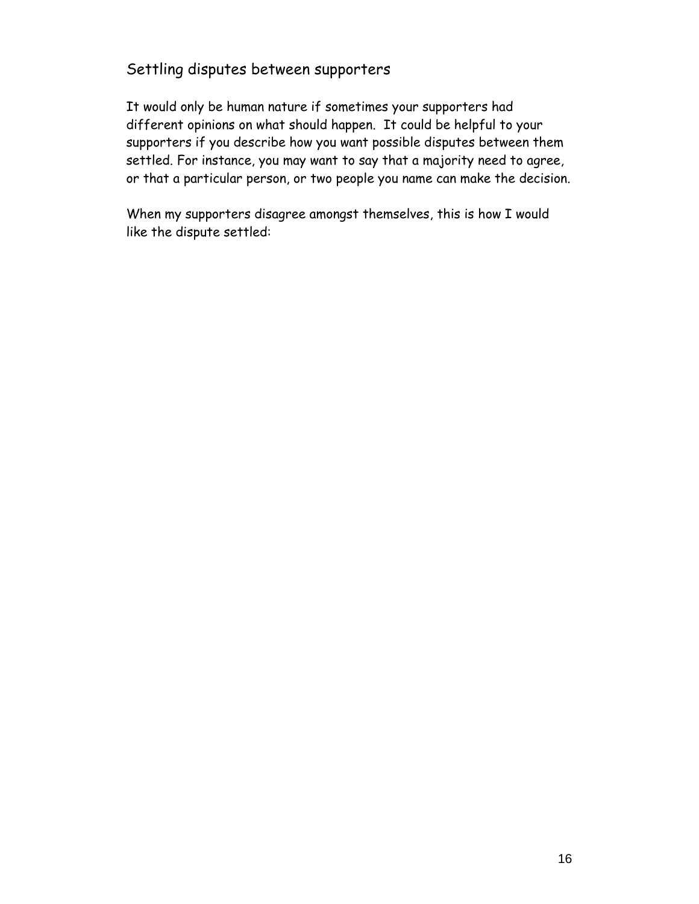## Settling disputes between supporters

It would only be human nature if sometimes your supporters had different opinions on what should happen. It could be helpful to your supporters if you describe how you want possible disputes between them settled. For instance, you may want to say that a majority need to agree, or that a particular person, or two people you name can make the decision.

When my supporters disagree amongst themselves, this is how I would like the dispute settled: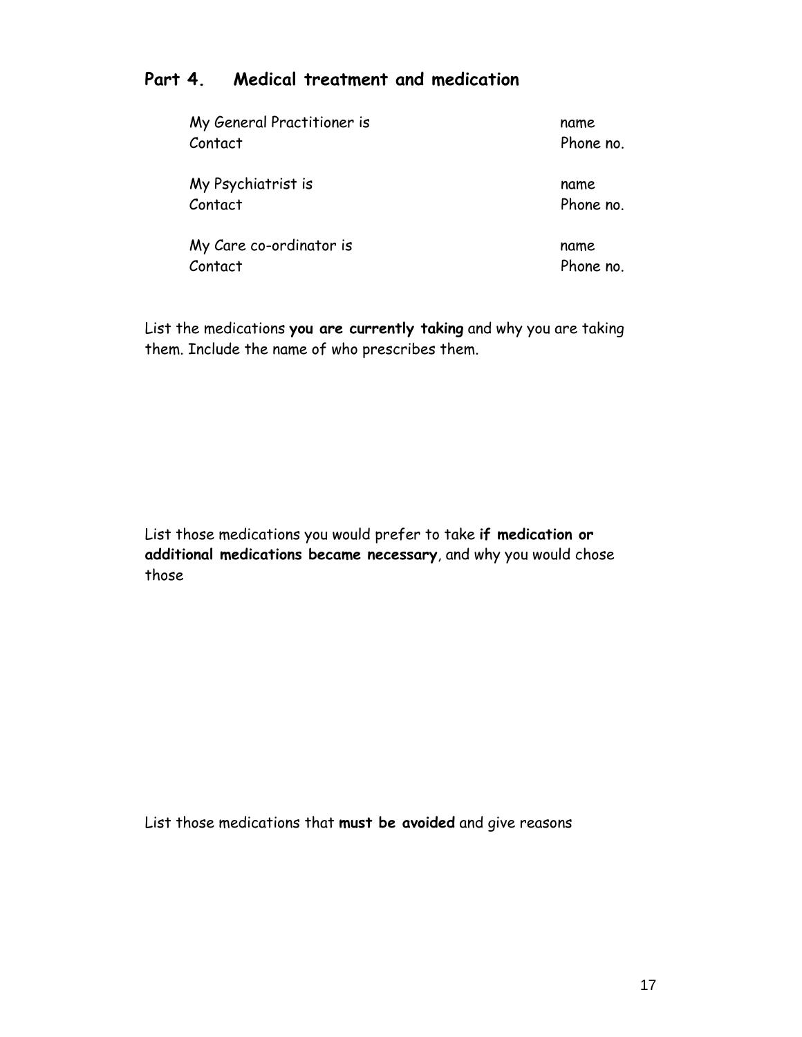## Part 4. Medical treatment and medication

| | |
|---|---|
| My General Practitioner is | name |
| Contact | Phone no. |
| My Psychiatrist is | name |
| Contact | Phone no. |
| My Care co-ordinator is | name |
| Contact | Phone no. |

List the medications **you are currently taking** and why you are taking them. Include the name of who prescribes them.

List those medications you would prefer to take **if medication or additional medications became necessary**, and why you would chose those

List those medications that **must be avoided** and give reasons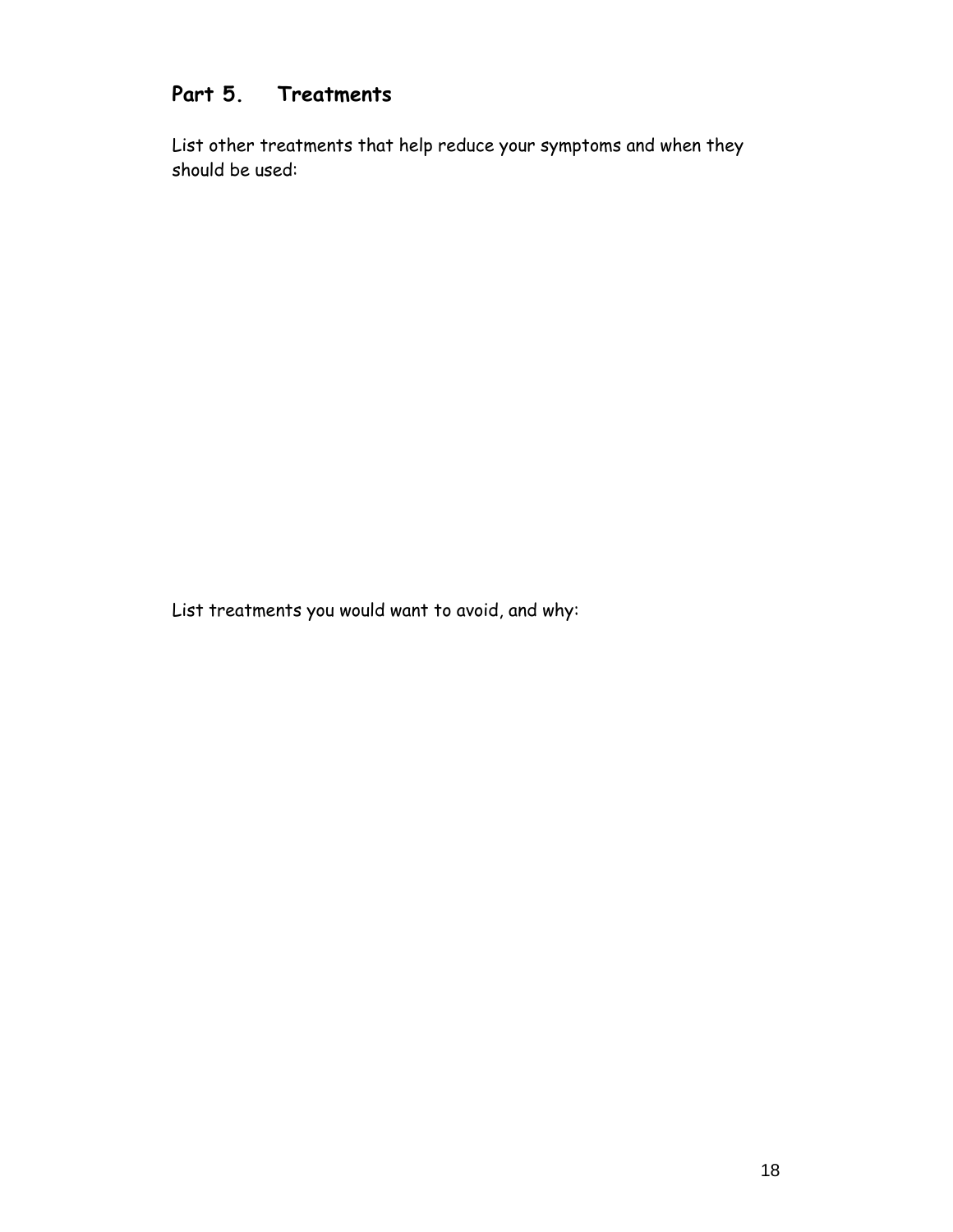## Part 5. Treatments

List other treatments that help reduce your symptoms and when they should be used:

List treatments you would want to avoid, and why: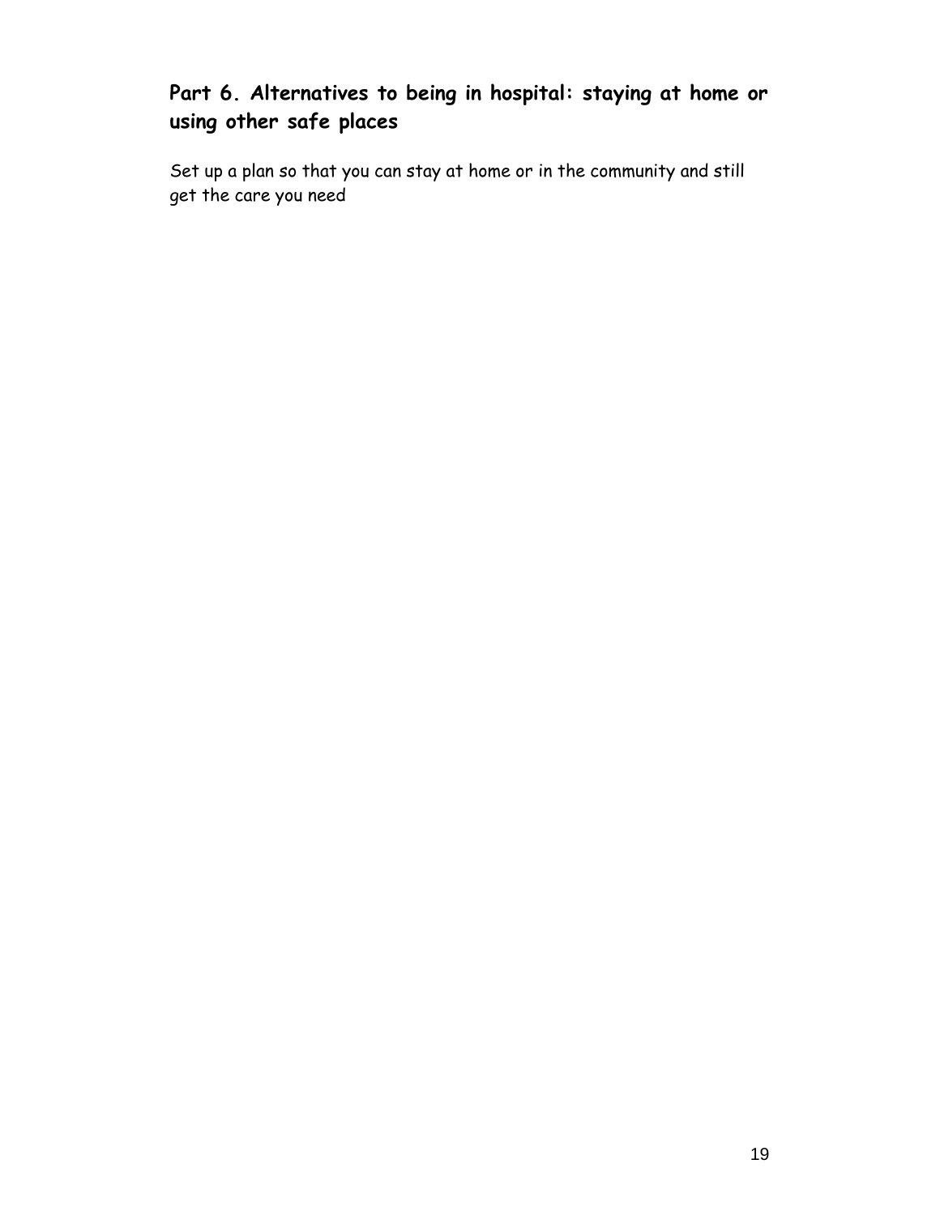## Part 6. Alternatives to being in hospital: staying at home or using other safe places

Set up a plan so that you can stay at home or in the community and still get the care you need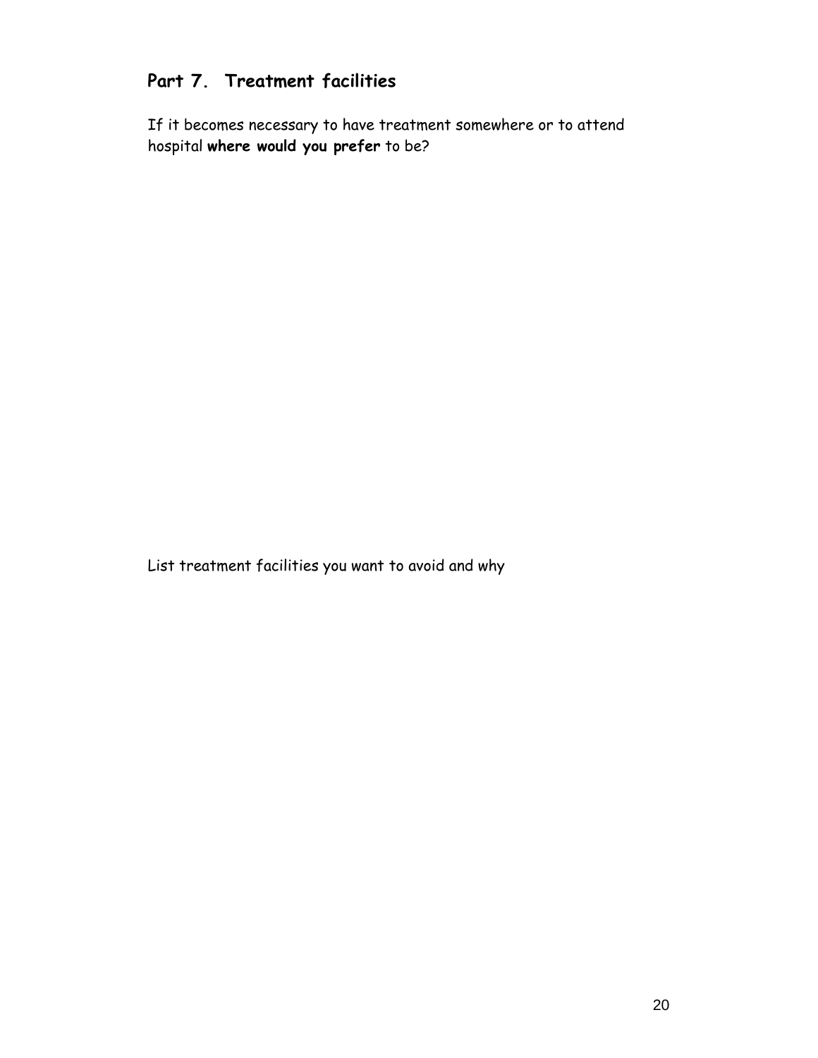## Part 7. Treatment facilities

If it becomes necessary to have treatment somewhere or to attend hospital **where would you prefer** to be?

List treatment facilities you want to avoid and why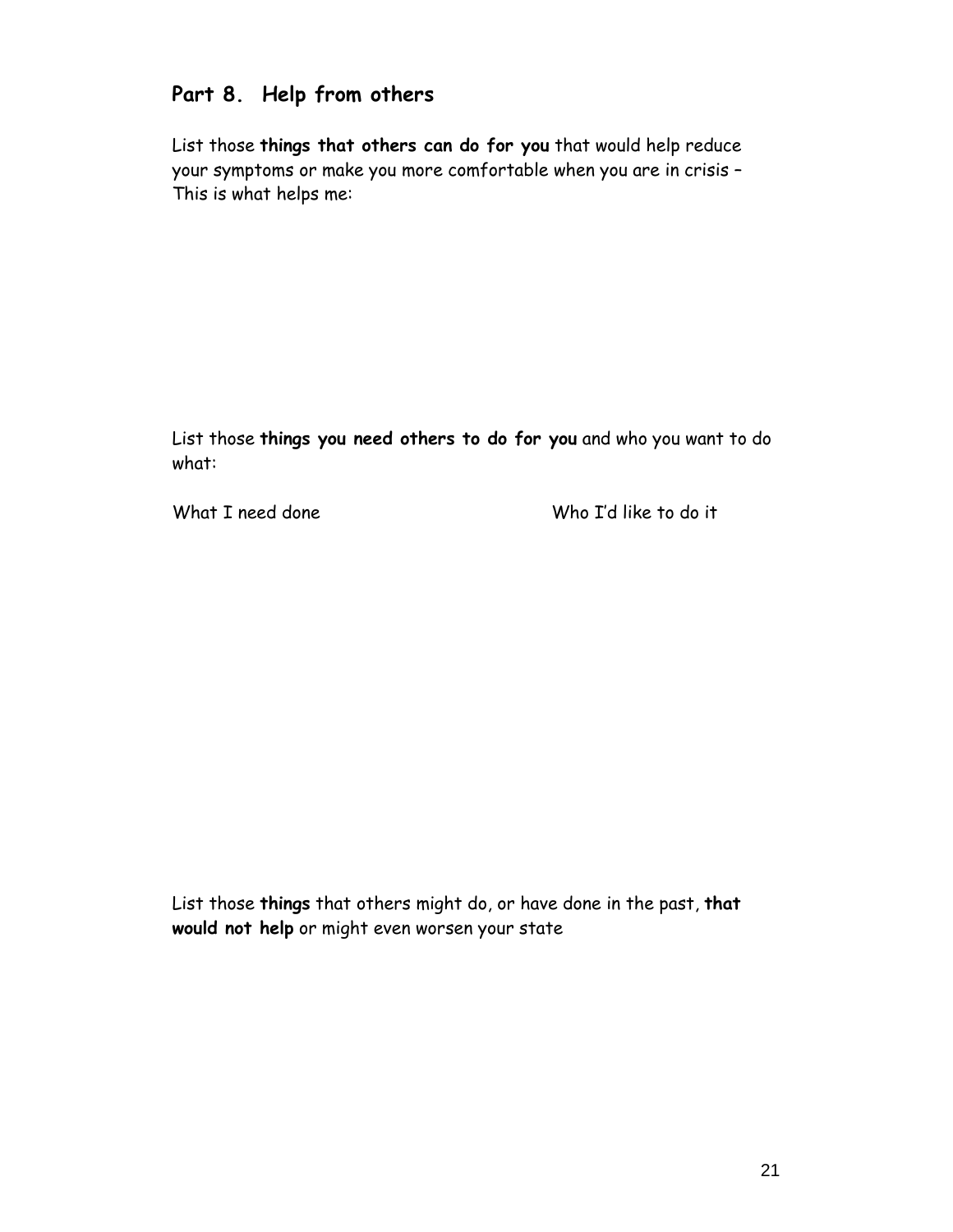## Part 8. Help from others

List those **things that others can do for you** that would help reduce your symptoms or make you more comfortable when you are in crisis – This is what helps me:

List those **things you need others to do for you** and who you want to do what:

| What I need done | Who I'd like to do it |
| --- | --- |

List those **things** that others might do, or have done in the past, **that would not help** or might even worsen your state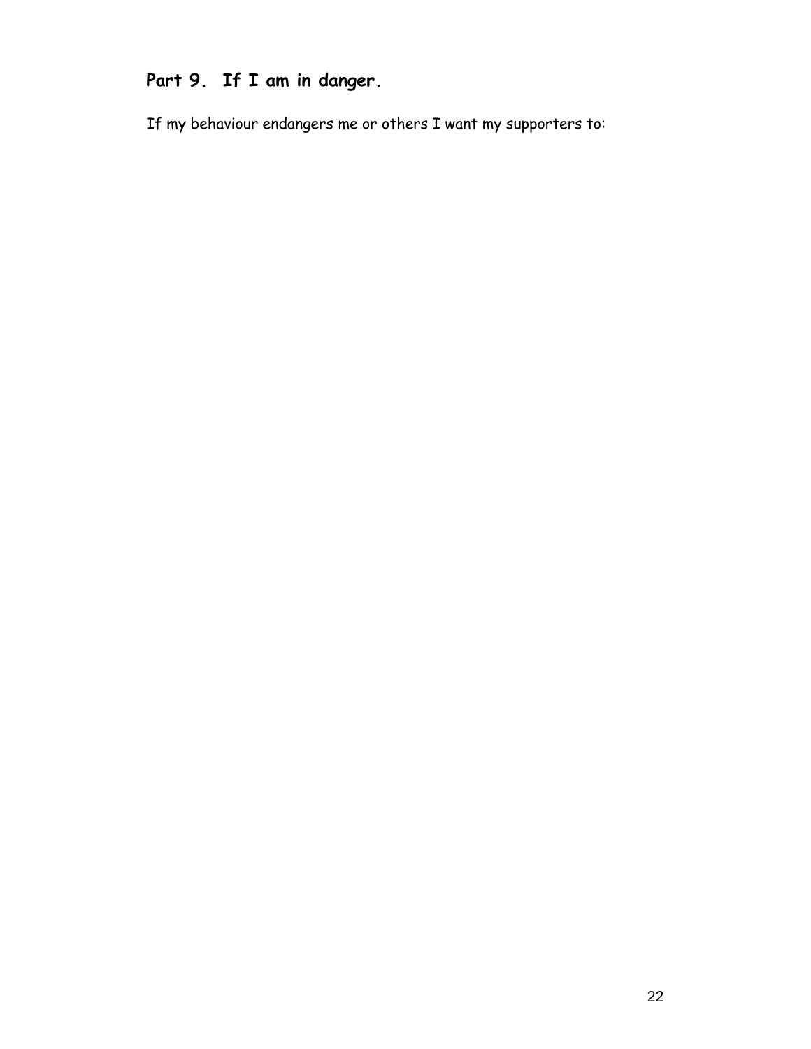## Part 9. If I am in danger.

If my behaviour endangers me or others I want my supporters to: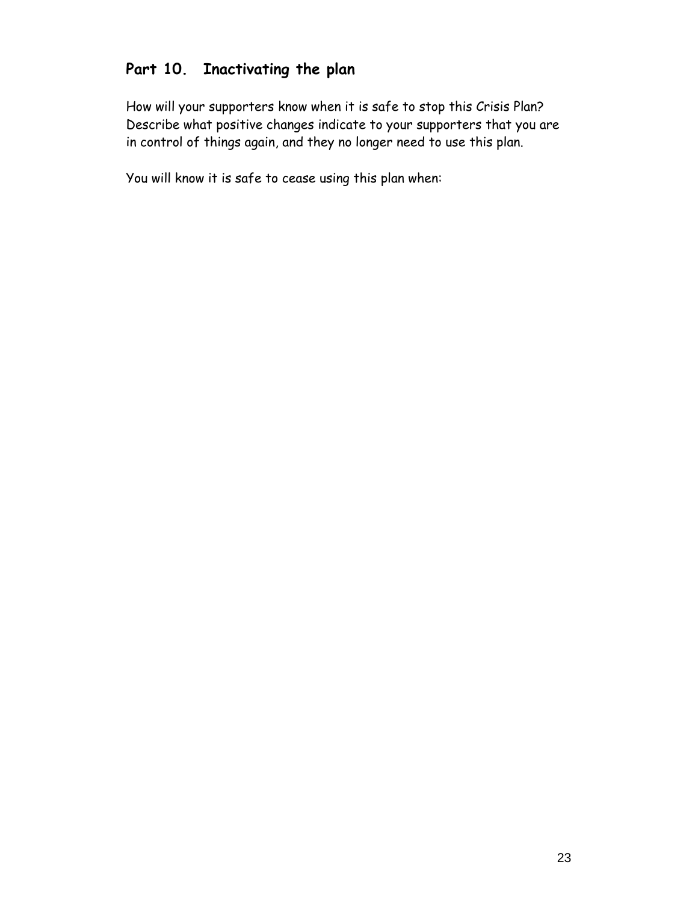## Part 10. Inactivating the plan

How will your supporters know when it is safe to stop this Crisis Plan? Describe what positive changes indicate to your supporters that you are in control of things again, and they no longer need to use this plan.

You will know it is safe to cease using this plan when: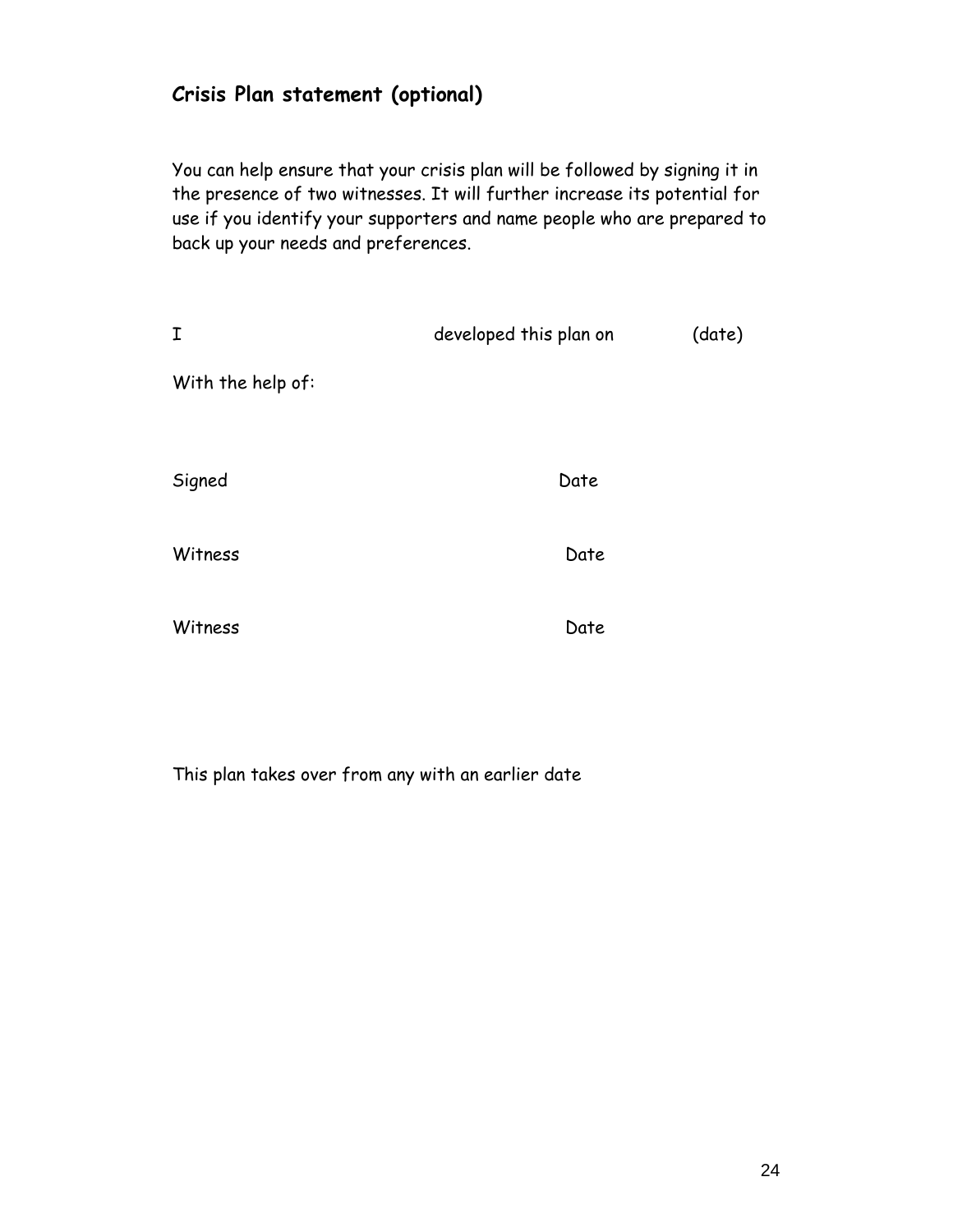## Crisis Plan statement (optional)

You can help ensure that your crisis plan will be followed by signing it in the presence of two witnesses. It will further increase its potential for use if you identify your supporters and name people who are prepared to back up your needs and preferences.

I developed this plan on (date)

With the help of:

Signed Date

Witness Date

Witness Date

This plan takes over from any with an earlier date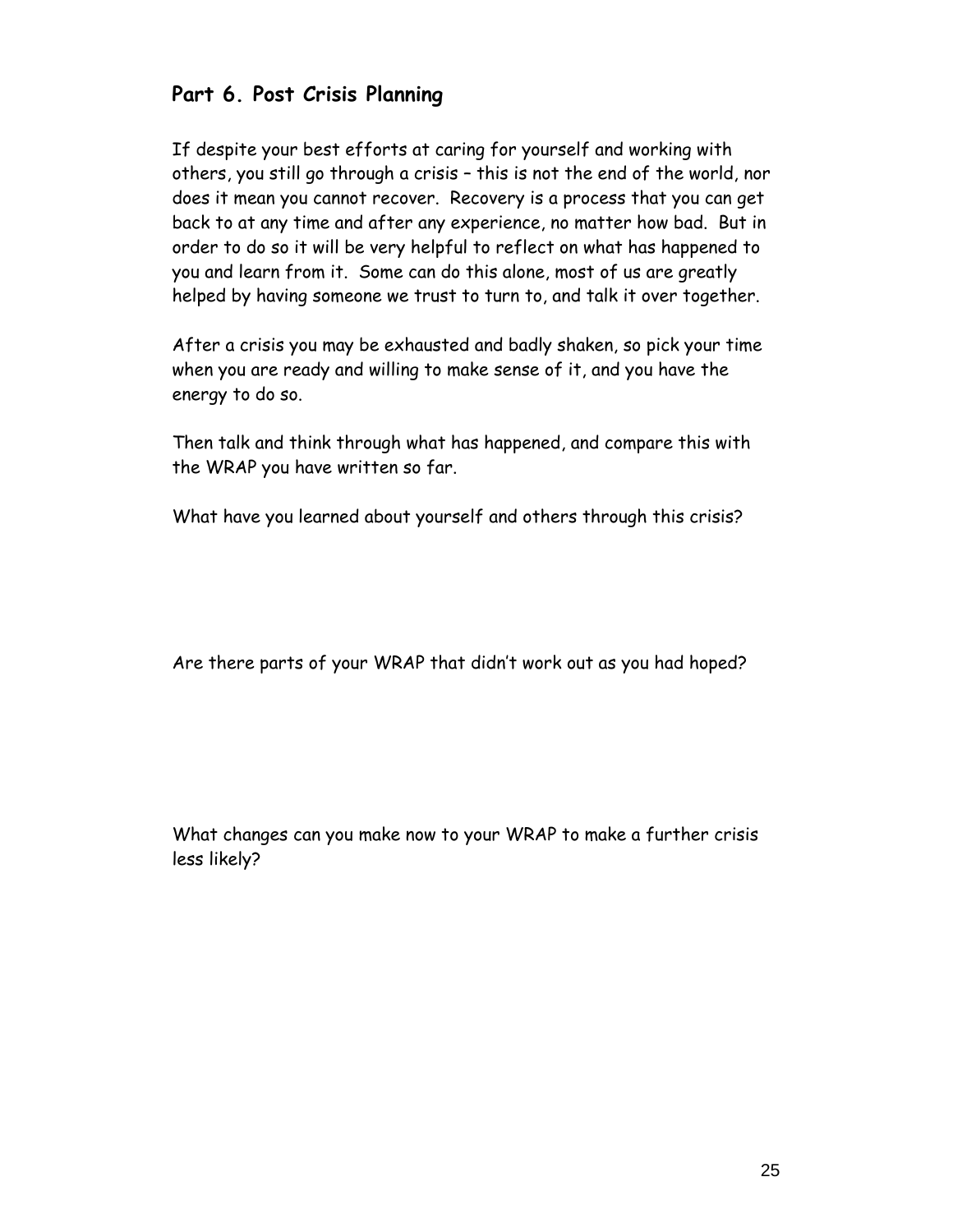## Part 6. Post Crisis Planning

If despite your best efforts at caring for yourself and working with others, you still go through a crisis – this is not the end of the world, nor does it mean you cannot recover. Recovery is a process that you can get back to at any time and after any experience, no matter how bad. But in order to do so it will be very helpful to reflect on what has happened to you and learn from it. Some can do this alone, most of us are greatly helped by having someone we trust to turn to, and talk it over together.

After a crisis you may be exhausted and badly shaken, so pick your time when you are ready and willing to make sense of it, and you have the energy to do so.

Then talk and think through what has happened, and compare this with the WRAP you have written so far.

What have you learned about yourself and others through this crisis?

Are there parts of your WRAP that didn't work out as you had hoped?

What changes can you make now to your WRAP to make a further crisis less likely?